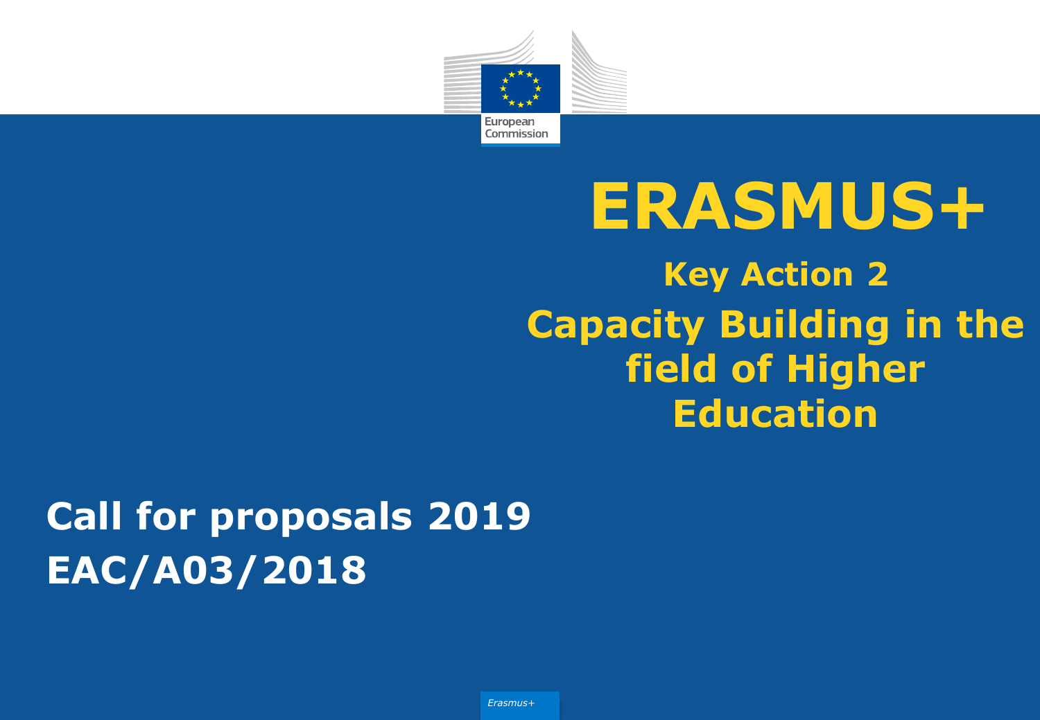# ERASMUS+

## Key Action 2

## Capacity Building in the field of Higher Education

**Call for proposals 2019**
**EAC/A03/2018**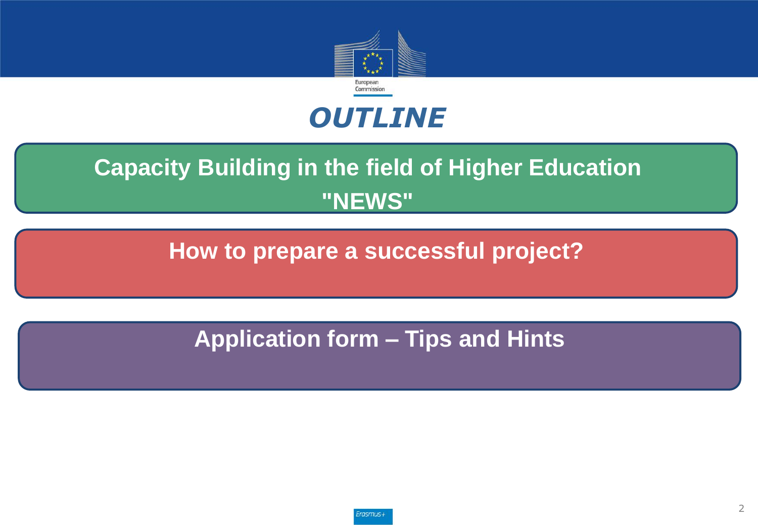# OUTLINE

**Capacity Building in the field of Higher Education "NEWS"**

**How to prepare a successful project?**

**Application form – Tips and Hints**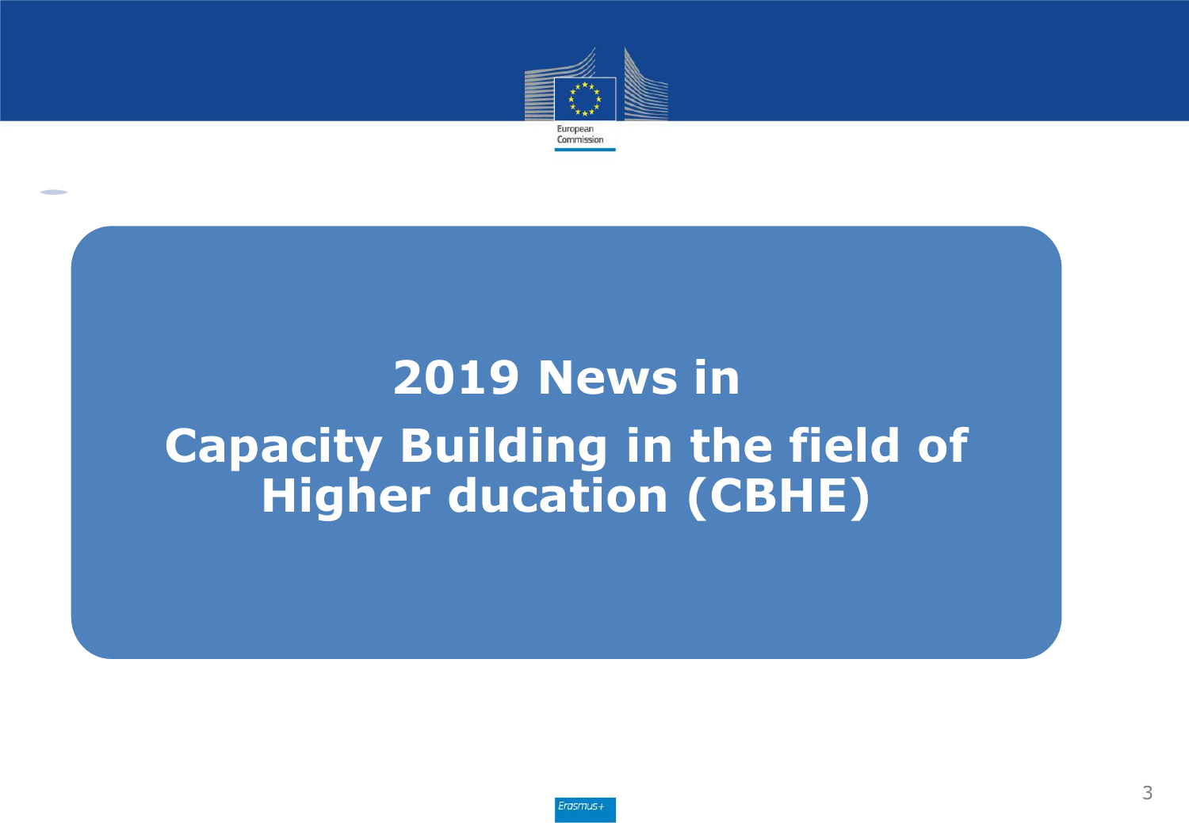# 2019 News in Capacity Building in the field of Higher ducation (CBHE)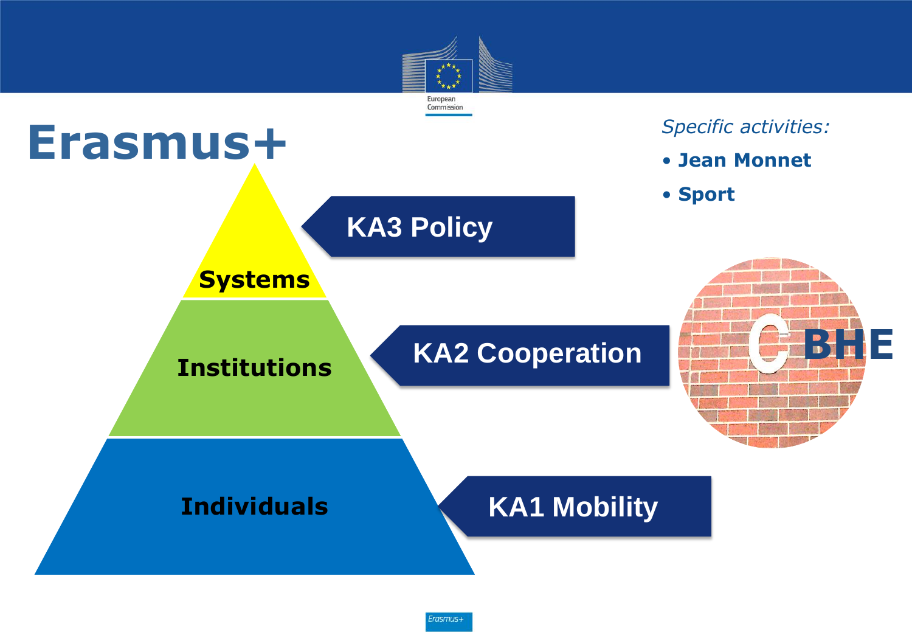# Erasmus+

*Specific activities:*

- **Jean Monnet**
- **Sport**

| Level | Action |
| --- | --- |
| Systems | KA3 Policy |
| Institutions | KA2 Cooperation |
| Individuals | KA1 Mobility |

CBHE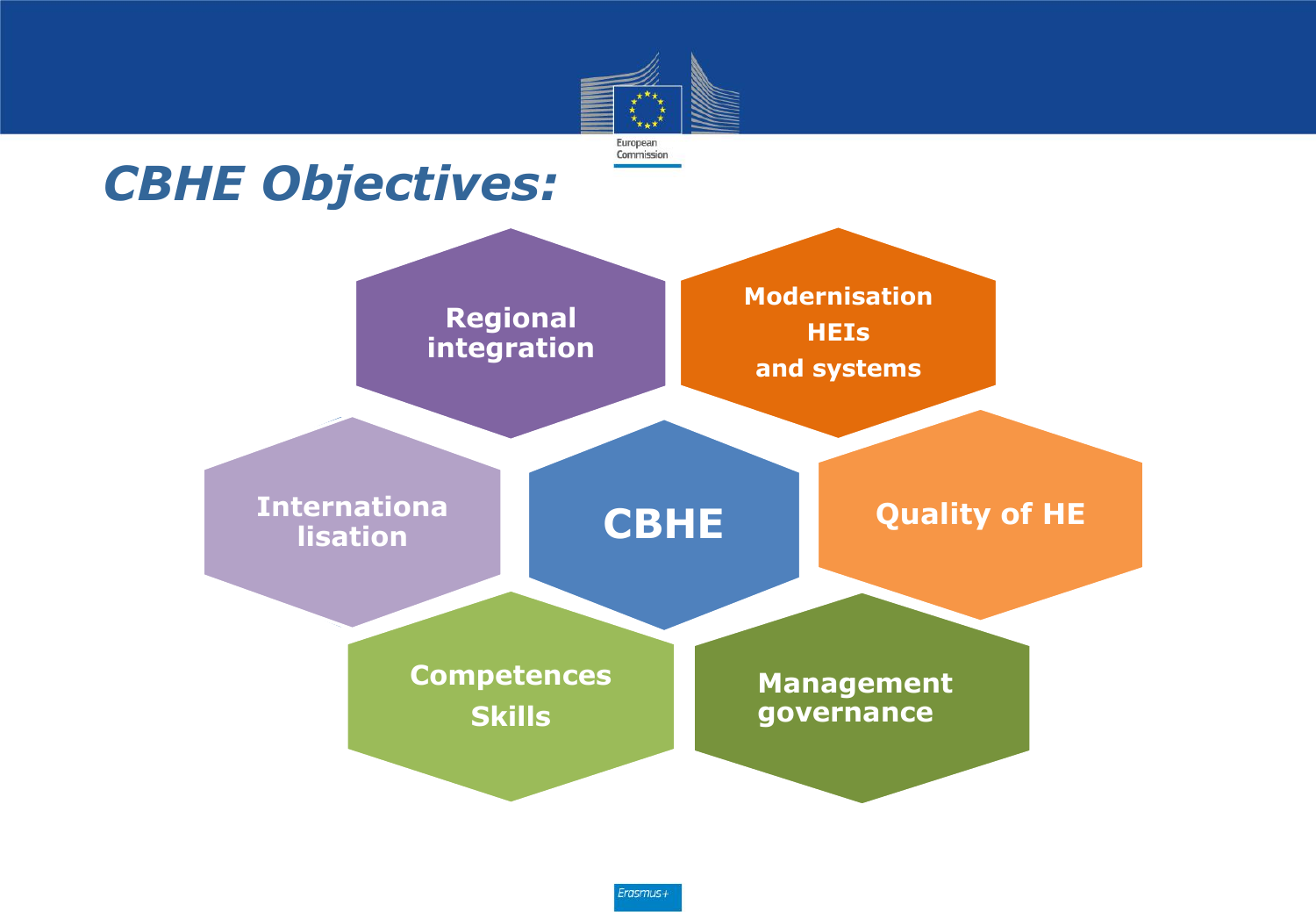# CBHE Objectives:

- CBHE
- Regional integration
- Modernisation HEIs and systems
- Internationa lisation
- Quality of HE
- Competences Skills
- Management governance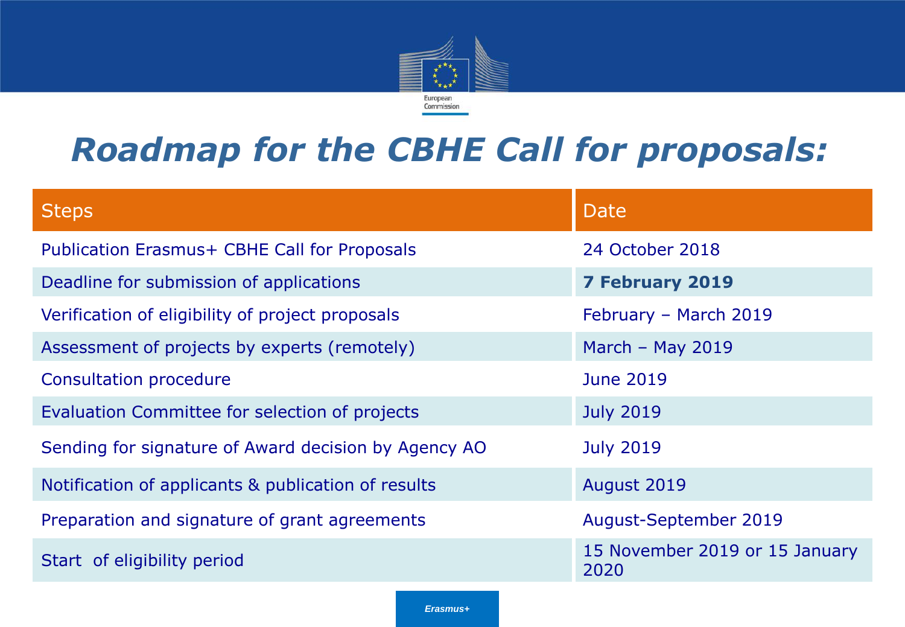# *Roadmap for the CBHE Call for proposals:*

| Steps | Date |
| --- | --- |
| Publication Erasmus+ CBHE Call for Proposals | 24 October 2018 |
| Deadline for submission of applications | **7 February 2019** |
| Verification of eligibility of project proposals | February – March 2019 |
| Assessment of projects by experts (remotely) | March – May 2019 |
| Consultation procedure | June 2019 |
| Evaluation Committee for selection of projects | July 2019 |
| Sending for signature of Award decision by Agency AO | July 2019 |
| Notification of applicants & publication of results | August 2019 |
| Preparation and signature of grant agreements | August-September 2019 |
| Start of eligibility period | 15 November 2019 or 15 January 2020 |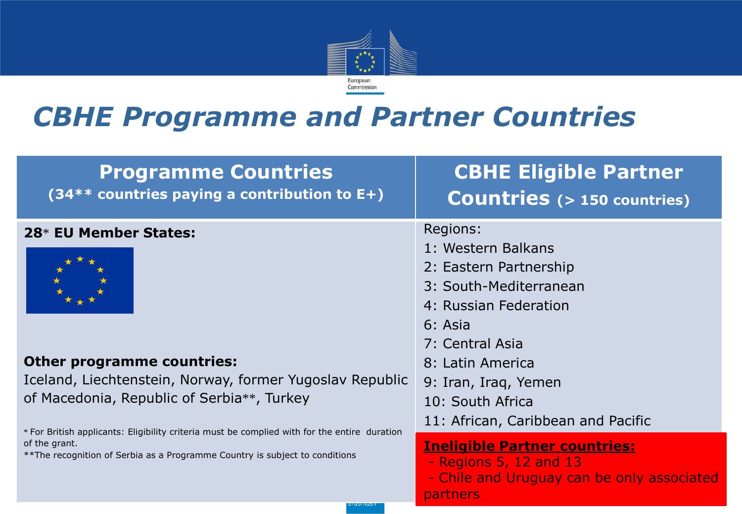# *CBHE Programme and Partner Countries*

| Programme Countries (34** countries paying a contribution to E+) | CBHE Eligible Partner Countries (> 150 countries) |
|---|---|
| **28* EU Member States:** | Regions:<br>1: Western Balkans<br>2: Eastern Partnership<br>3: South-Mediterranean<br>4: Russian Federation<br>6: Asia<br>7: Central Asia<br>8: Latin America<br>9: Iran, Iraq, Yemen<br>10: South Africa<br>11: African, Caribbean and Pacific |
| **Other programme countries:**<br>Iceland, Liechtenstein, Norway, former Yugoslav Republic of Macedonia, Republic of Serbia**, Turkey | **Ineligible Partner countries:**<br>- Regions 5, 12 and 13<br>- Chile and Uruguay can be only associated partners |

* For British applicants: Eligibility criteria must be complied with for the entire duration of the grant.

**The recognition of Serbia as a Programme Country is subject to conditions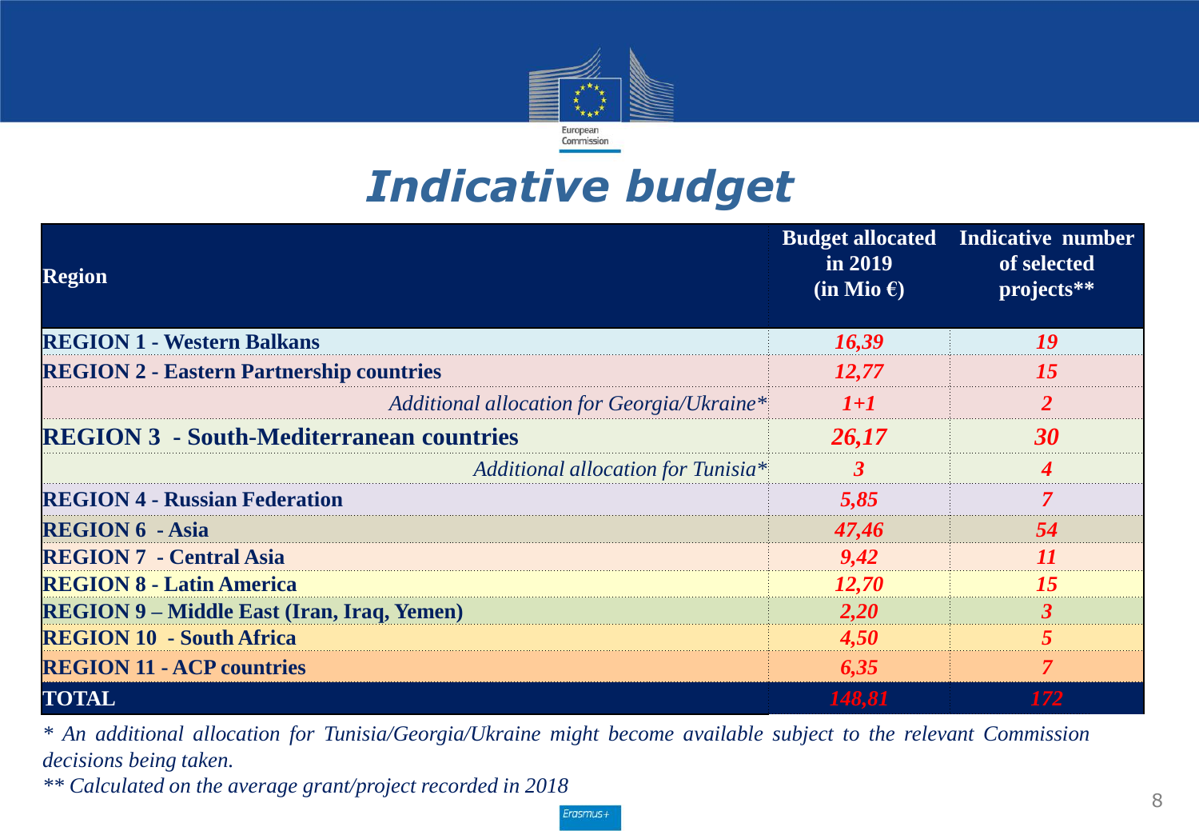# *Indicative budget*

| Region | Budget allocated in 2019 (in Mio €) | Indicative number of selected projects** |
|---|---|---|
| **REGION 1 - Western Balkans** | ***16,39*** | ***19*** |
| **REGION 2 - Eastern Partnership countries** | ***12,77*** | ***15*** |
| *Additional allocation for Georgia/Ukraine** | ***1+1*** | ***2*** |
| **REGION 3 - South-Mediterranean countries** | ***26,17*** | ***30*** |
| *Additional allocation for Tunisia** | ***3*** | ***4*** |
| **REGION 4 - Russian Federation** | ***5,85*** | ***7*** |
| **REGION 6 - Asia** | ***47,46*** | ***54*** |
| **REGION 7 - Central Asia** | ***9,42*** | ***11*** |
| **REGION 8 - Latin America** | ***12,70*** | ***15*** |
| **REGION 9 – Middle East (Iran, Iraq, Yemen)** | ***2,20*** | ***3*** |
| **REGION 10 - South Africa** | ***4,50*** | ***5*** |
| **REGION 11 - ACP countries** | ***6,35*** | ***7*** |
| **TOTAL** | ***148,81*** | ***172*** |

*\* An additional allocation for Tunisia/Georgia/Ukraine might become available subject to the relevant Commission decisions being taken.*

*\*\* Calculated on the average grant/project recorded in 2018*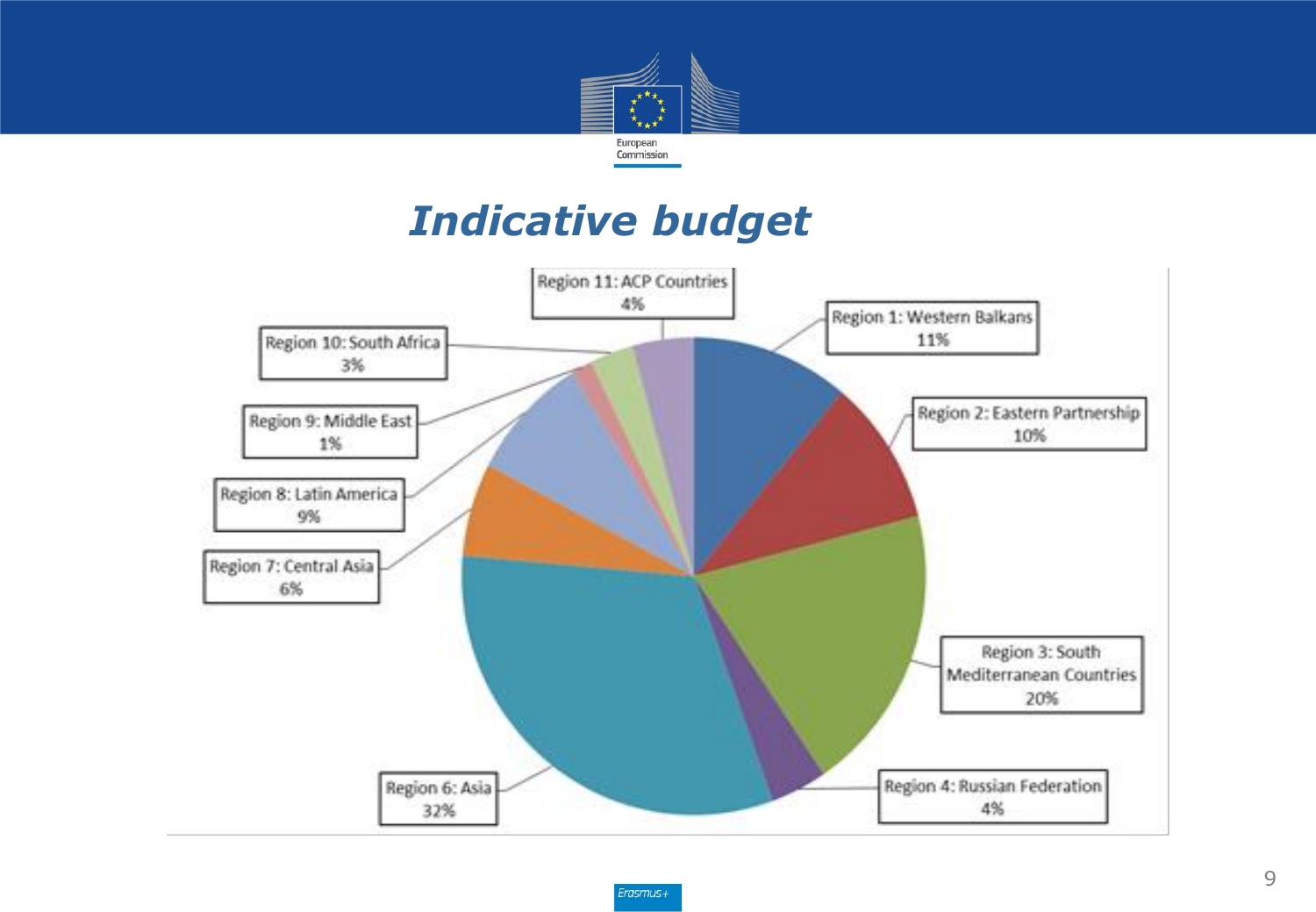# Indicative budget

| Region | Share |
| --- | --- |
| Region 1: Western Balkans | 11% |
| Region 2: Eastern Partnership | 10% |
| Region 3: South Mediterranean Countries | 20% |
| Region 4: Russian Federation | 4% |
| Region 6: Asia | 32% |
| Region 7: Central Asia | 6% |
| Region 8: Latin America | 9% |
| Region 9: Middle East | 1% |
| Region 10: South Africa | 3% |
| Region 11: ACP Countries | 4% |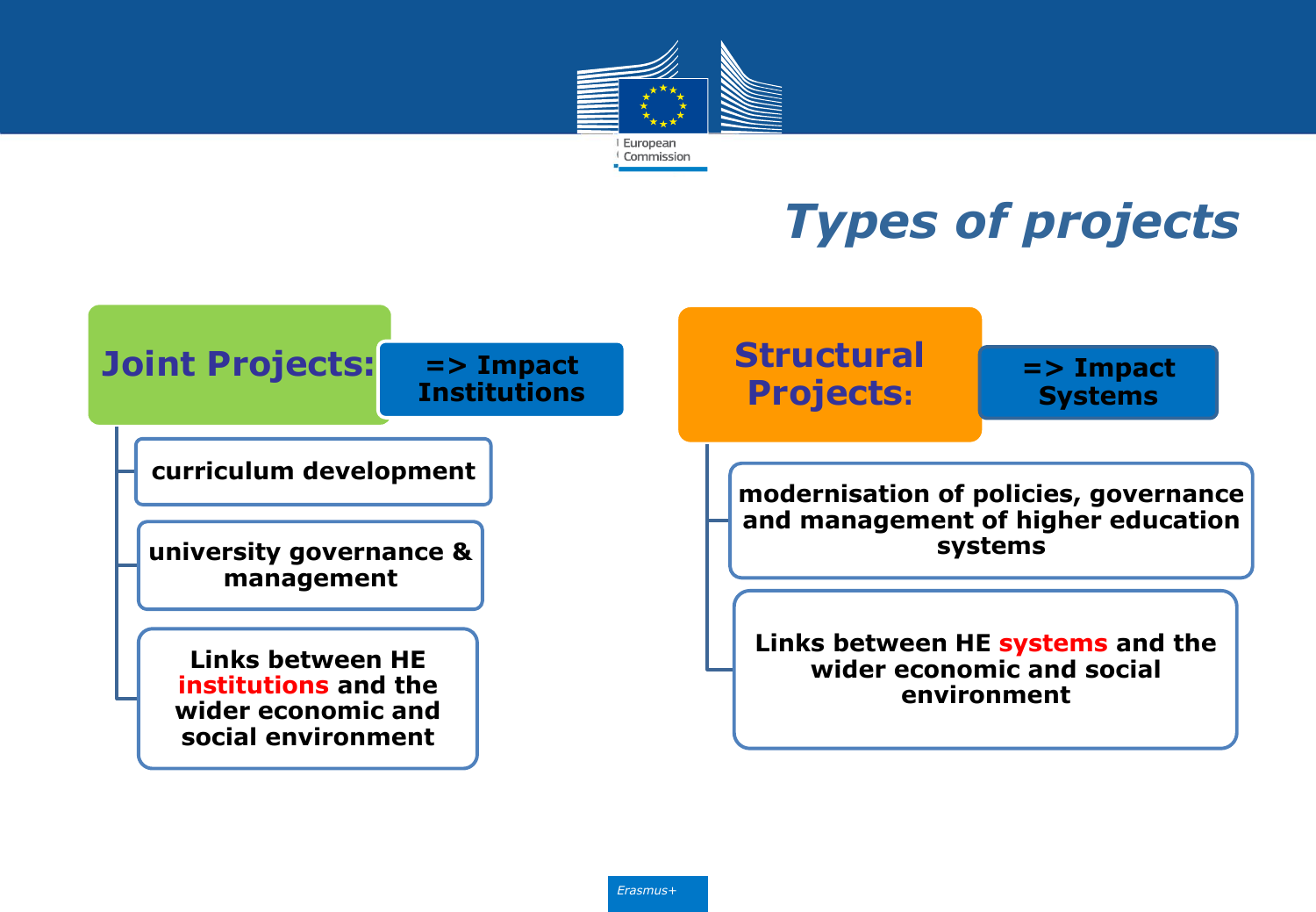# Types of projects

## Joint Projects: => Impact Institutions

- curriculum development
- university governance & management
- Links between HE institutions and the wider economic and social environment

## Structural Projects: => Impact Systems

- modernisation of policies, governance and management of higher education systems
- Links between HE systems and the wider economic and social environment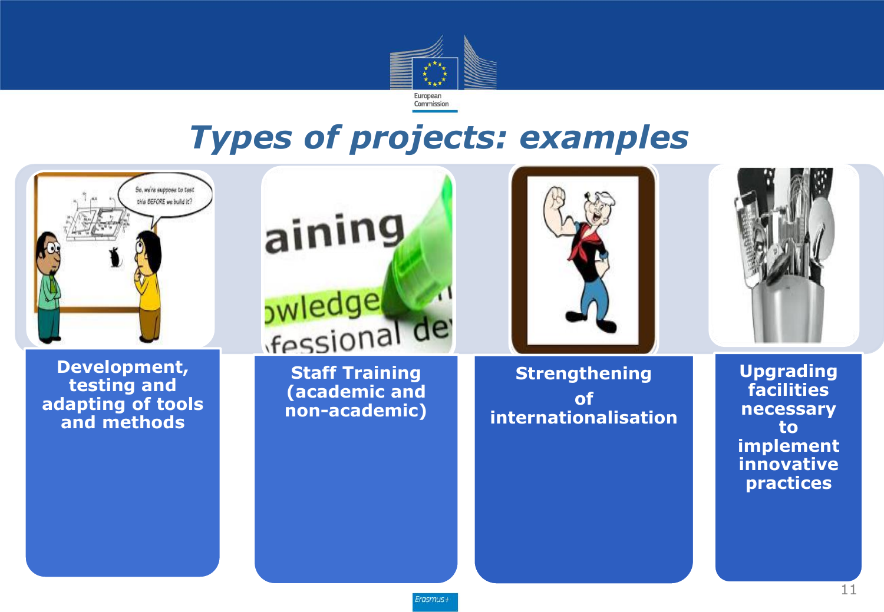# Types of projects: examples

- **Development, testing and adapting of tools and methods**
- **Staff Training (academic and non-academic)**
- **Strengthening of internationalisation**
- **Upgrading facilities necessary to implement innovative practices**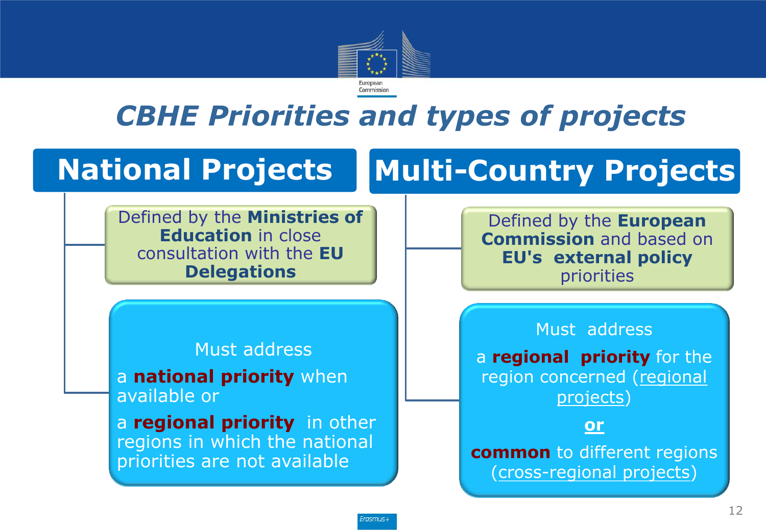# *CBHE Priorities and types of projects*

## National Projects

Defined by the **Ministries of Education** in close consultation with the **EU Delegations**

Must address

a **national priority** when available or

a **regional priority** in other regions in which the national priorities are not available

## Multi-Country Projects

Defined by the **European Commission** and based on **EU's external policy** priorities

Must address

a **regional priority** for the region concerned (regional projects)

**or**

**common** to different regions (cross-regional projects)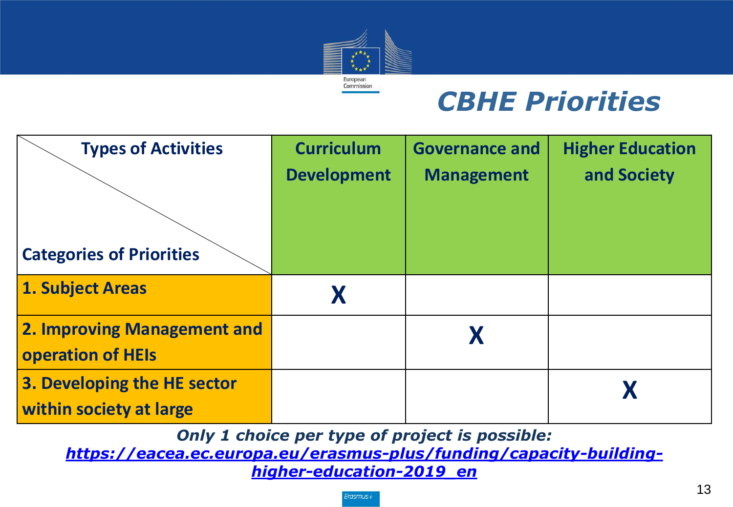# *CBHE Priorities*

| Types of Activities / Categories of Priorities | Curriculum Development | Governance and Management | Higher Education and Society |
|---|---|---|---|
| **1. Subject Areas** | **X** | | |
| **2. Improving Management and operation of HEIs** | | **X** | |
| **3. Developing the HE sector within society at large** | | | **X** |

***Only 1 choice per type of project is possible:*** 
***https://eacea.ec.europa.eu/erasmus-plus/funding/capacity-building-higher-education-2019_en***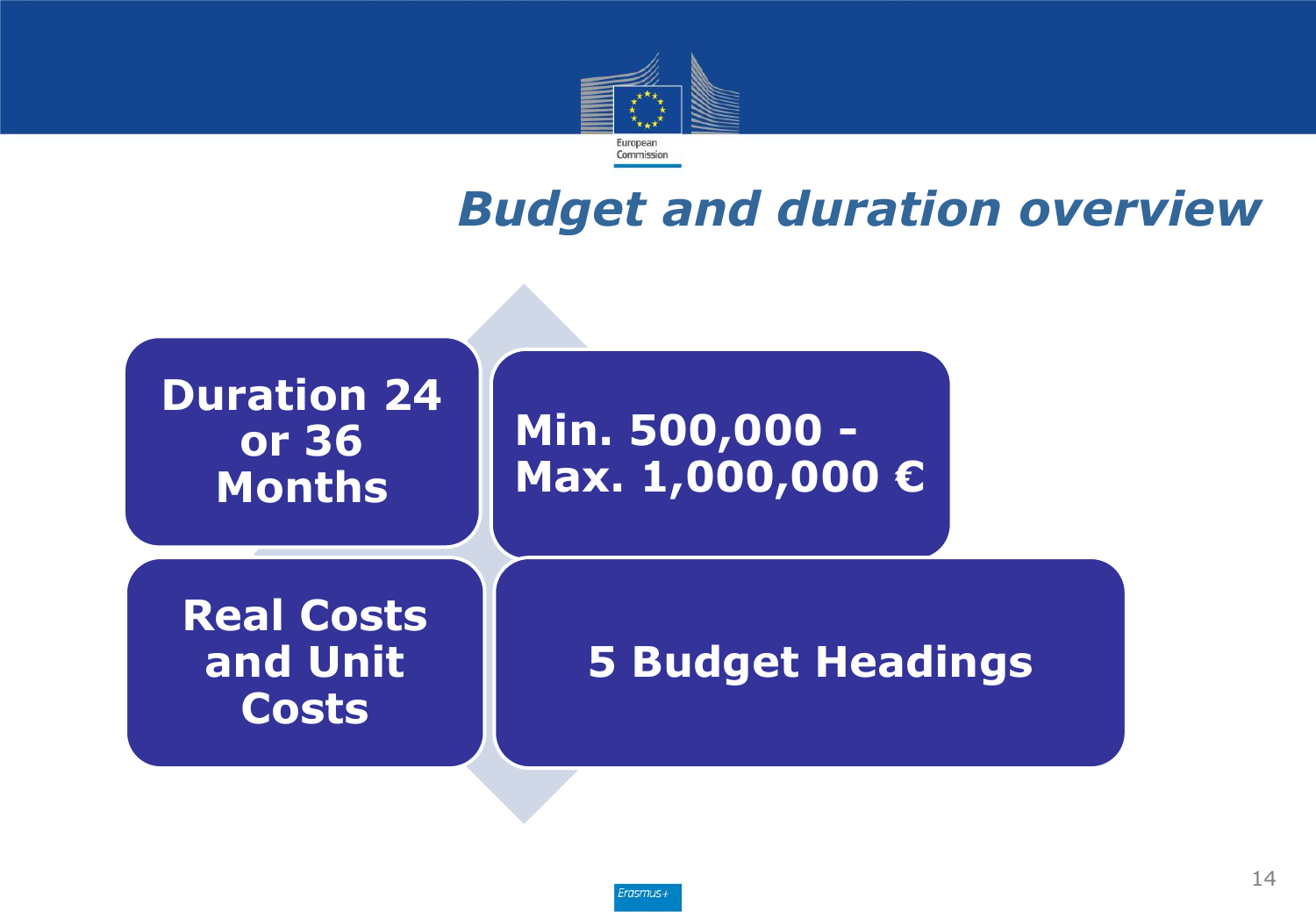# Budget and duration overview

- **Duration 24 or 36 Months**
- **Min. 500,000 - Max. 1,000,000 €**
- **Real Costs and Unit Costs**
- **5 Budget Headings**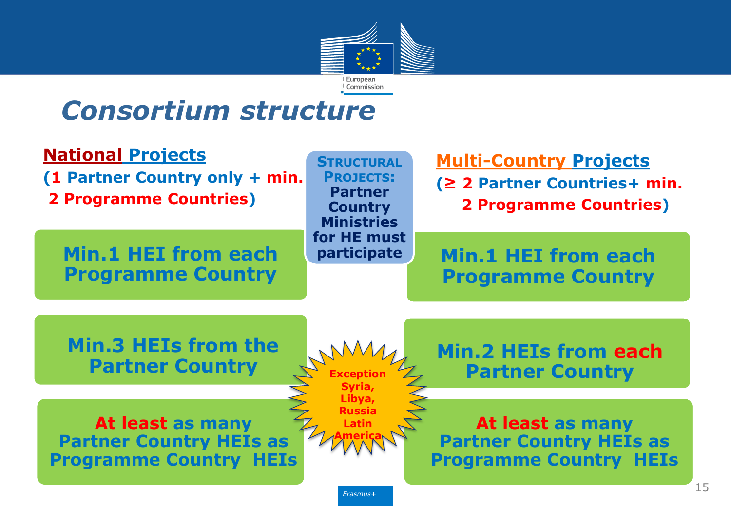# Consortium structure

## National Projects

(1 Partner Country only + min. 2 Programme Countries)

- Min.1 HEI from each Programme Country
- Min.3 HEIs from the Partner Country
- At least as many Partner Country HEIs as Programme Country HEIs

**STRUCTURAL PROJECTS: Partner Country Ministries for HE must participate**

## Multi-Country Projects

(≥ 2 Partner Countries+ min. 2 Programme Countries)

- Min.1 HEI from each Programme Country
- Min.2 HEIs from each Partner Country
- At least as many Partner Country HEIs as Programme Country HEIs

**Exception Syria, Libya, Russia Latin America**

Erasmus+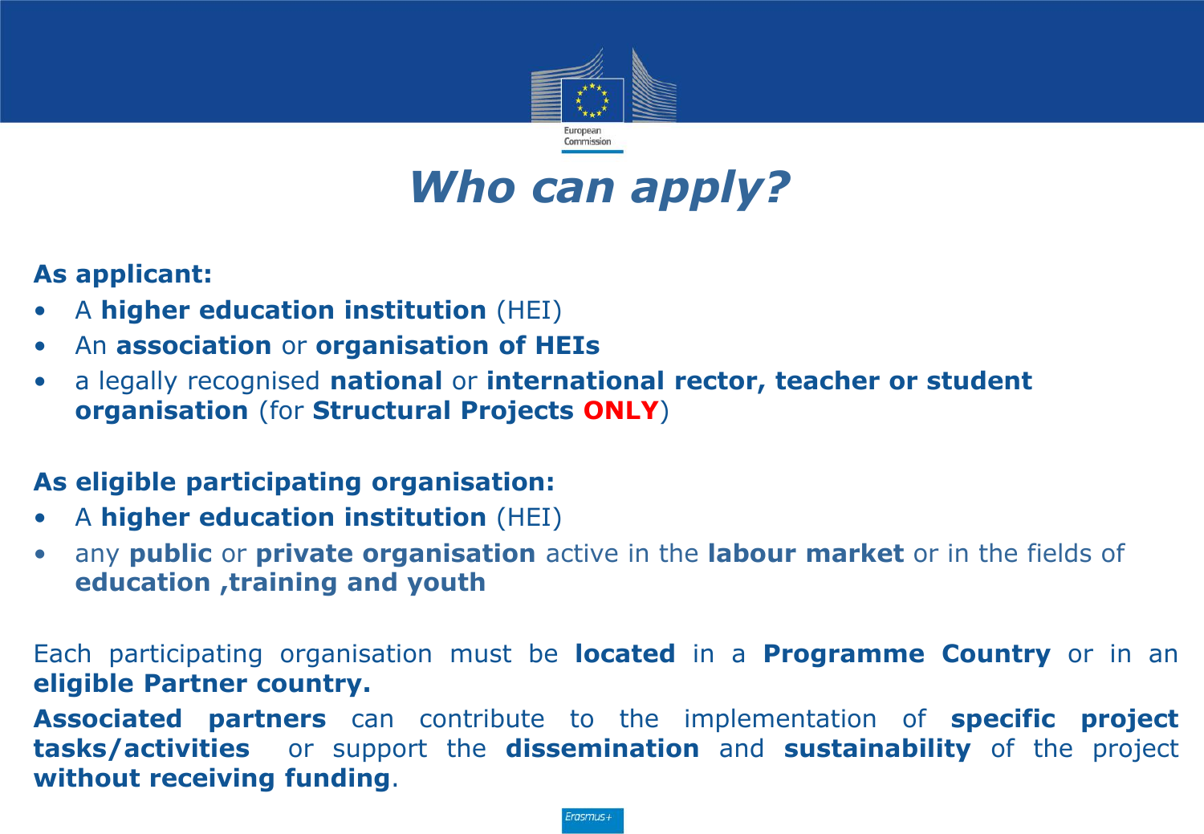# *Who can apply?*

**As applicant:**

- A **higher education institution** (HEI)
- An **association** or **organisation of HEIs**
- a legally recognised **national** or **international rector, teacher or student organisation** (for **Structural Projects ONLY**)

**As eligible participating organisation:**

- A **higher education institution** (HEI)
- any **public** or **private organisation** active in the **labour market** or in the fields of **education ,training and youth**

Each participating organisation must be **located** in a **Programme Country** or in an **eligible Partner country.**

**Associated partners** can contribute to the implementation of **specific project tasks/activities** or support the **dissemination** and **sustainability** of the project **without receiving funding**.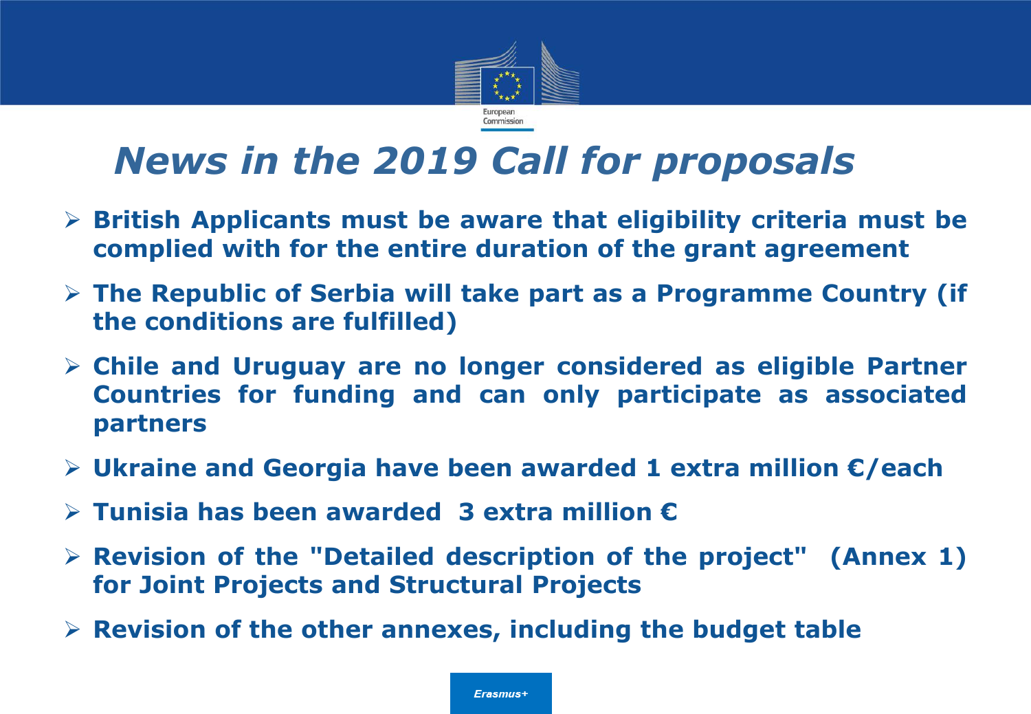# *News in the 2019 Call for proposals*

- **British Applicants must be aware that eligibility criteria must be complied with for the entire duration of the grant agreement**
- **The Republic of Serbia will take part as a Programme Country (if the conditions are fulfilled)**
- **Chile and Uruguay are no longer considered as eligible Partner Countries for funding and can only participate as associated partners**
- **Ukraine and Georgia have been awarded 1 extra million €/each**
- **Tunisia has been awarded 3 extra million €**
- **Revision of the "Detailed description of the project" (Annex 1) for Joint Projects and Structural Projects**
- **Revision of the other annexes, including the budget table**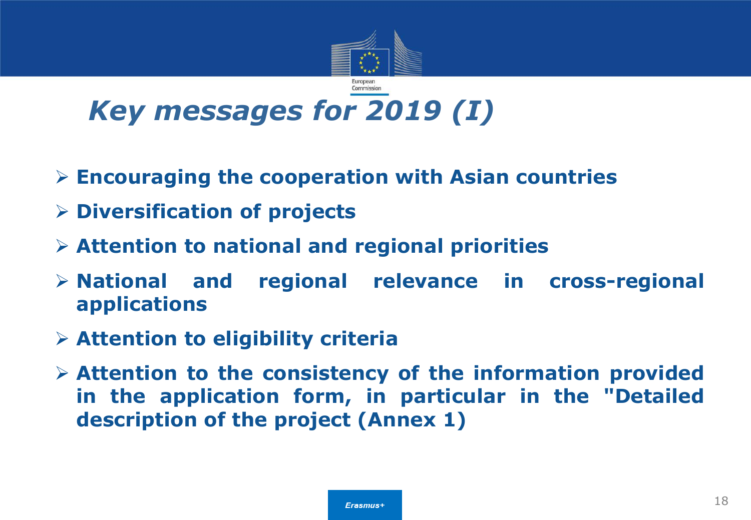# *Key messages for 2019 (I)*

- **Encouraging the cooperation with Asian countries**
- **Diversification of projects**
- **Attention to national and regional priorities**
- **National and regional relevance in cross-regional applications**
- **Attention to eligibility criteria**
- **Attention to the consistency of the information provided in the application form, in particular in the "Detailed description of the project (Annex 1)**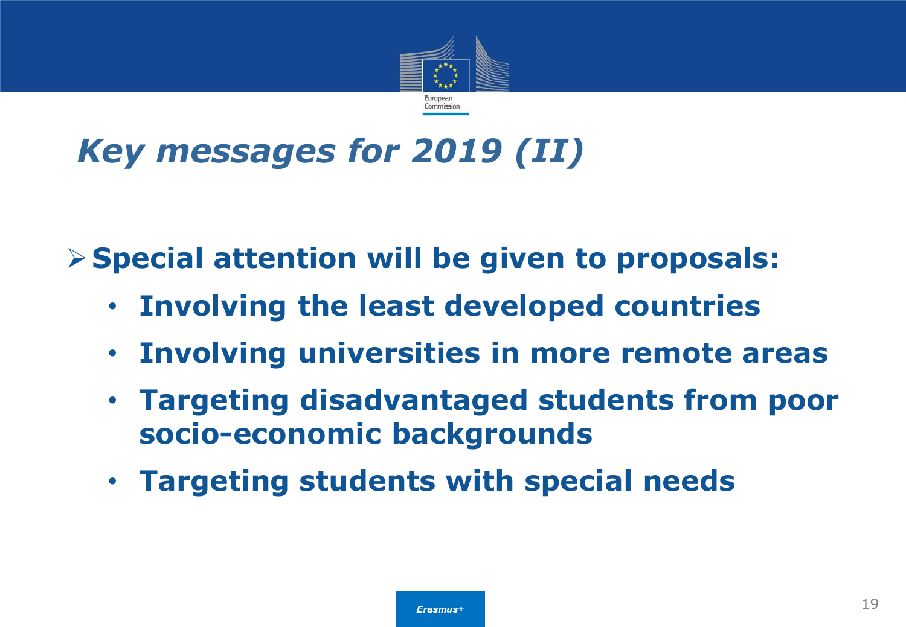# *Key messages for 2019 (II)*

- **Special attention will be given to proposals:**
  - **Involving the least developed countries**
  - **Involving universities in more remote areas**
  - **Targeting disadvantaged students from poor socio-economic backgrounds**
  - **Targeting students with special needs**